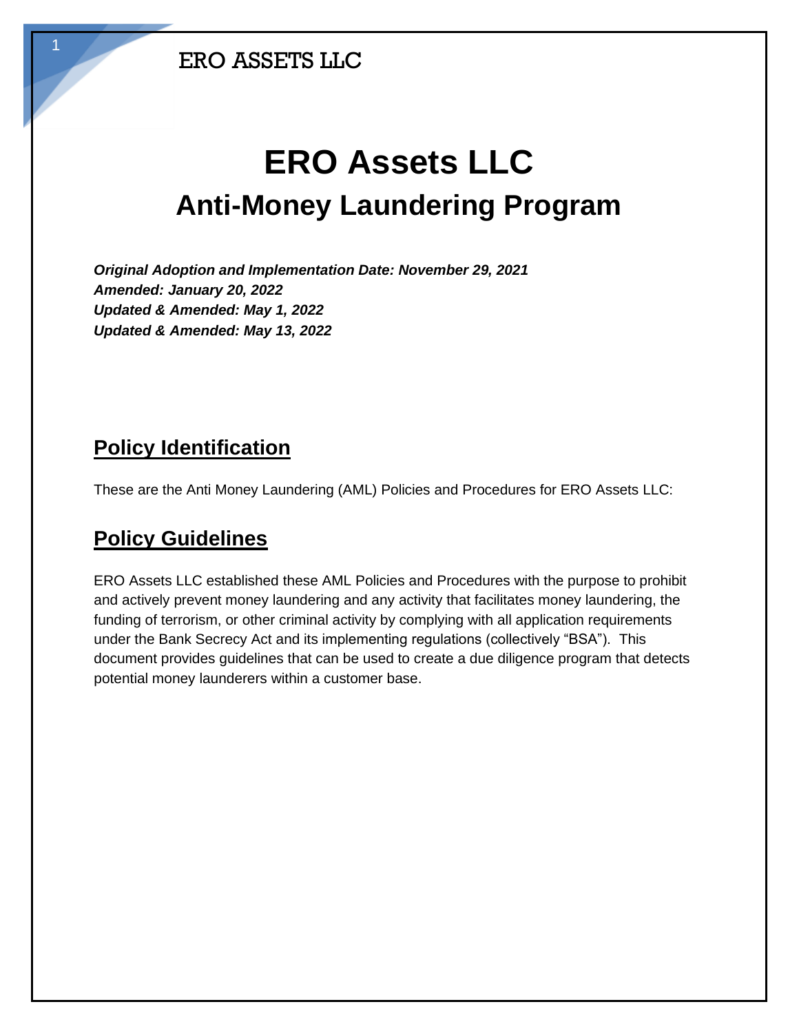# ERO Assets LLC

## Anti-Money Laundering Program

***Original Adoption and Implementation Date: November 29, 2021***
***Amended: January 20, 2022***
***Updated & Amended: May 1, 2022***
***Updated & Amended: May 13, 2022***

## Policy Identification

These are the Anti Money Laundering (AML) Policies and Procedures for ERO Assets LLC:

## Policy Guidelines

ERO Assets LLC established these AML Policies and Procedures with the purpose to prohibit and actively prevent money laundering and any activity that facilitates money laundering, the funding of terrorism, or other criminal activity by complying with all application requirements under the Bank Secrecy Act and its implementing regulations (collectively "BSA"). This document provides guidelines that can be used to create a due diligence program that detects potential money launderers within a customer base.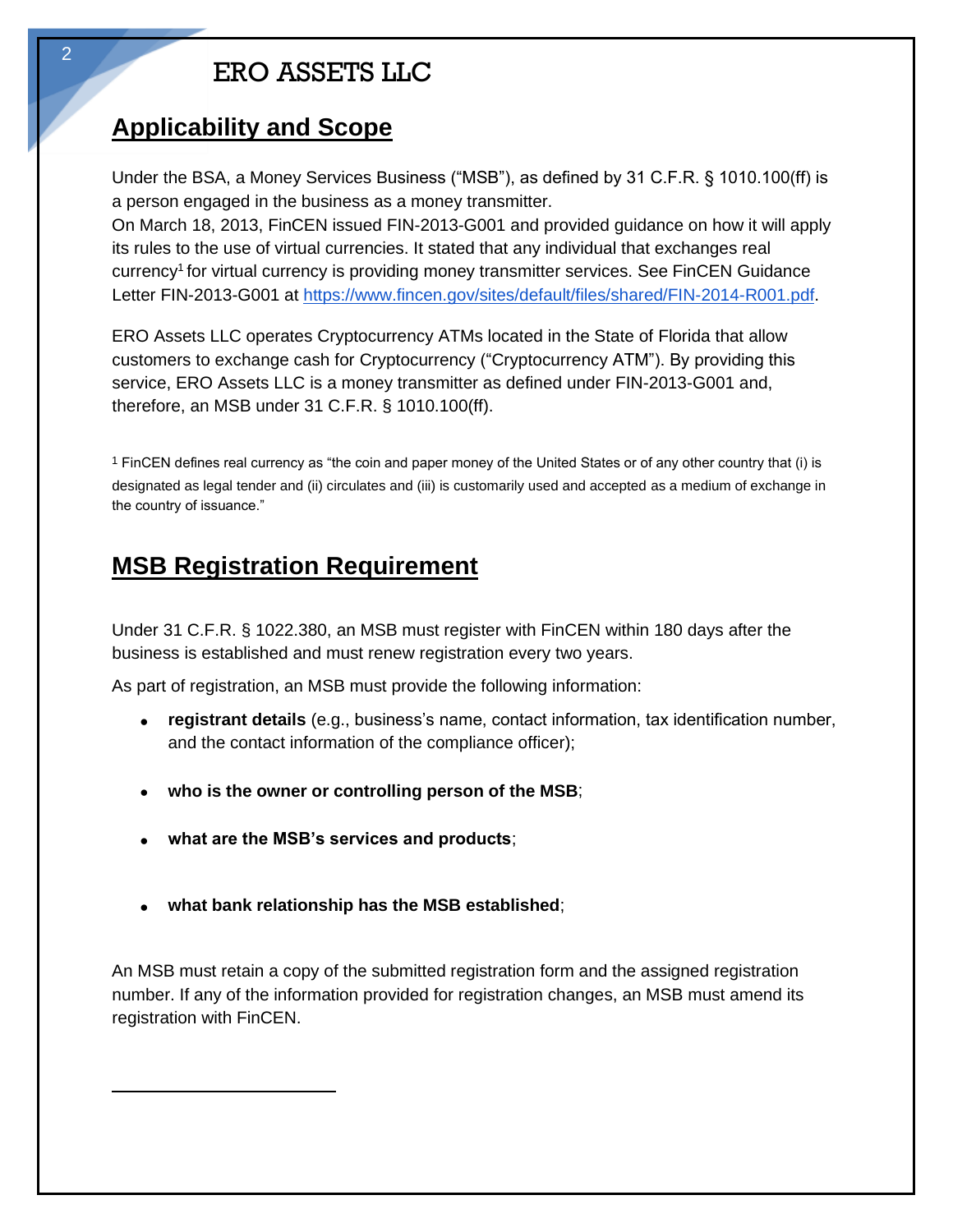## Applicability and Scope

Under the BSA, a Money Services Business ("MSB"), as defined by 31 C.F.R. § 1010.100(ff) is a person engaged in the business as a money transmitter.
On March 18, 2013, FinCEN issued FIN-2013-G001 and provided guidance on how it will apply its rules to the use of virtual currencies. It stated that any individual that exchanges real currency[1] for virtual currency is providing money transmitter services. See FinCEN Guidance Letter FIN-2013-G001 at [https://www.fincen.gov/sites/default/files/shared/FIN-2014-R001.pdf](https://www.fincen.gov/sites/default/files/shared/FIN-2014-R001.pdf).

ERO Assets LLC operates Cryptocurrency ATMs located in the State of Florida that allow customers to exchange cash for Cryptocurrency ("Cryptocurrency ATM"). By providing this service, ERO Assets LLC is a money transmitter as defined under FIN-2013-G001 and, therefore, an MSB under 31 C.F.R. § 1010.100(ff).

[1] FinCEN defines real currency as "the coin and paper money of the United States or of any other country that (i) is designated as legal tender and (ii) circulates and (iii) is customarily used and accepted as a medium of exchange in the country of issuance."

## MSB Registration Requirement

Under 31 C.F.R. § 1022.380, an MSB must register with FinCEN within 180 days after the business is established and must renew registration every two years.

As part of registration, an MSB must provide the following information:

- **registrant details** (e.g., business's name, contact information, tax identification number, and the contact information of the compliance officer);
- **who is the owner or controlling person of the MSB**;
- **what are the MSB's services and products**;
- **what bank relationship has the MSB established**;

An MSB must retain a copy of the submitted registration form and the assigned registration number. If any of the information provided for registration changes, an MSB must amend its registration with FinCEN.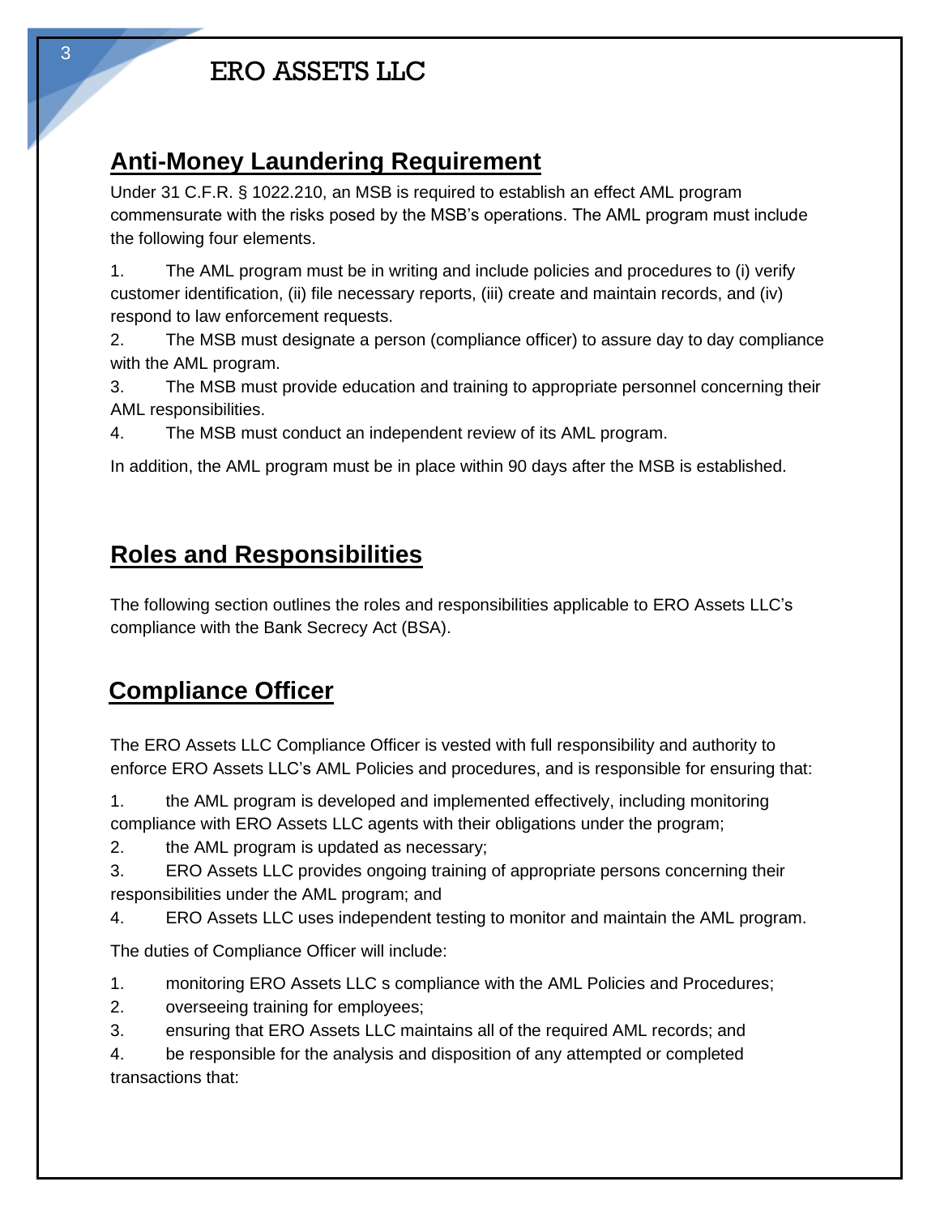# ERO ASSETS LLC

## Anti-Money Laundering Requirement

Under 31 C.F.R. § 1022.210, an MSB is required to establish an effect AML program commensurate with the risks posed by the MSB's operations. The AML program must include the following four elements.

1. The AML program must be in writing and include policies and procedures to (i) verify customer identification, (ii) file necessary reports, (iii) create and maintain records, and (iv) respond to law enforcement requests.
2. The MSB must designate a person (compliance officer) to assure day to day compliance with the AML program.
3. The MSB must provide education and training to appropriate personnel concerning their AML responsibilities.
4. The MSB must conduct an independent review of its AML program.

In addition, the AML program must be in place within 90 days after the MSB is established.

## Roles and Responsibilities

The following section outlines the roles and responsibilities applicable to ERO Assets LLC's compliance with the Bank Secrecy Act (BSA).

## Compliance Officer

The ERO Assets LLC Compliance Officer is vested with full responsibility and authority to enforce ERO Assets LLC's AML Policies and procedures, and is responsible for ensuring that:

1. the AML program is developed and implemented effectively, including monitoring compliance with ERO Assets LLC agents with their obligations under the program;
2. the AML program is updated as necessary;
3. ERO Assets LLC provides ongoing training of appropriate persons concerning their responsibilities under the AML program; and
4. ERO Assets LLC uses independent testing to monitor and maintain the AML program.

The duties of Compliance Officer will include:

1. monitoring ERO Assets LLC s compliance with the AML Policies and Procedures;
2. overseeing training for employees;
3. ensuring that ERO Assets LLC maintains all of the required AML records; and
4. be responsible for the analysis and disposition of any attempted or completed transactions that: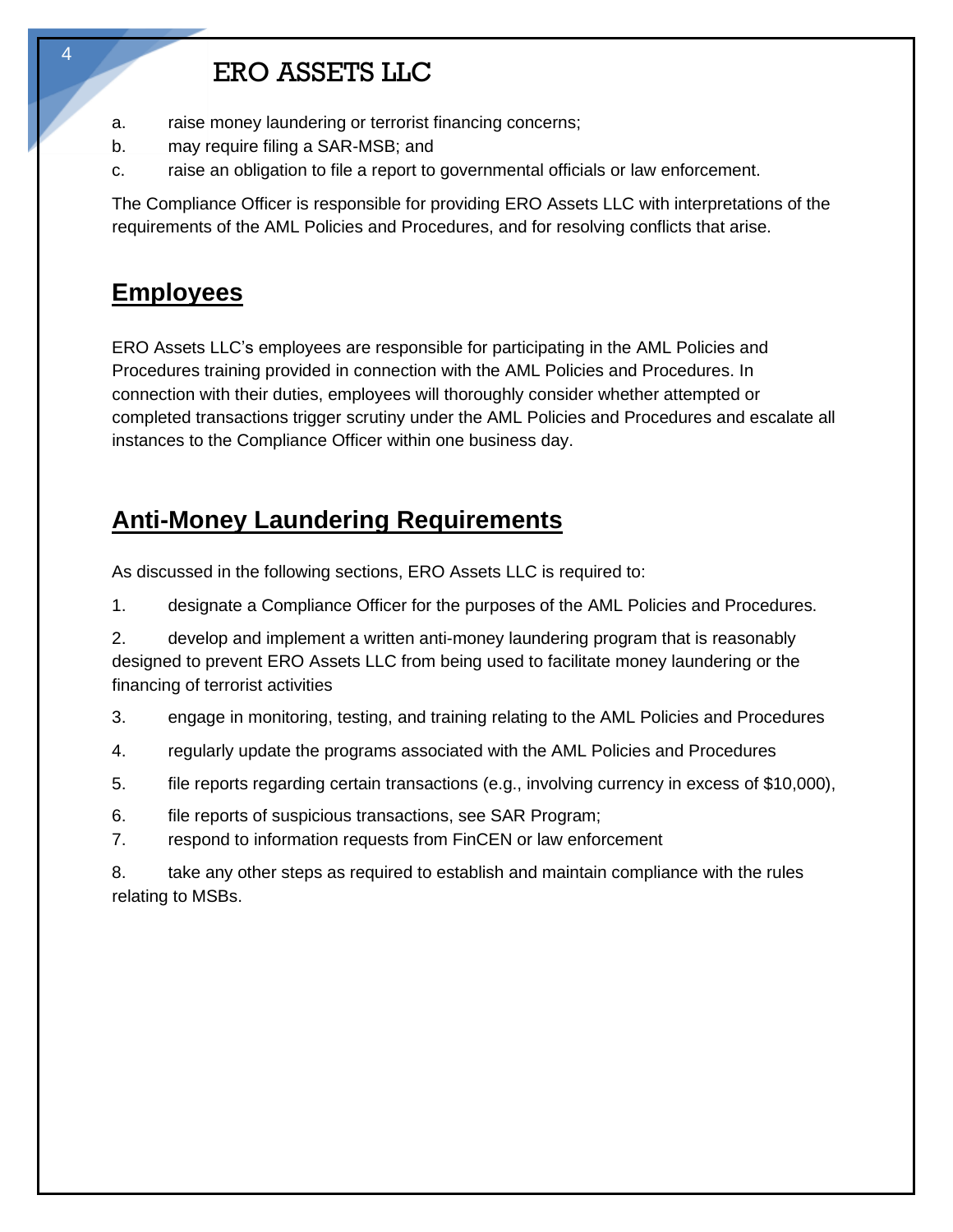a. raise money laundering or terrorist financing concerns;
b. may require filing a SAR-MSB; and
c. raise an obligation to file a report to governmental officials or law enforcement.

The Compliance Officer is responsible for providing ERO Assets LLC with interpretations of the requirements of the AML Policies and Procedures, and for resolving conflicts that arise.

## Employees

ERO Assets LLC's employees are responsible for participating in the AML Policies and Procedures training provided in connection with the AML Policies and Procedures. In connection with their duties, employees will thoroughly consider whether attempted or completed transactions trigger scrutiny under the AML Policies and Procedures and escalate all instances to the Compliance Officer within one business day.

## Anti-Money Laundering Requirements

As discussed in the following sections, ERO Assets LLC is required to:

1. designate a Compliance Officer for the purposes of the AML Policies and Procedures.

2. develop and implement a written anti-money laundering program that is reasonably designed to prevent ERO Assets LLC from being used to facilitate money laundering or the financing of terrorist activities

3. engage in monitoring, testing, and training relating to the AML Policies and Procedures

4. regularly update the programs associated with the AML Policies and Procedures

5. file reports regarding certain transactions (e.g., involving currency in excess of $10,000),

6. file reports of suspicious transactions, see SAR Program;

7. respond to information requests from FinCEN or law enforcement

8. take any other steps as required to establish and maintain compliance with the rules relating to MSBs.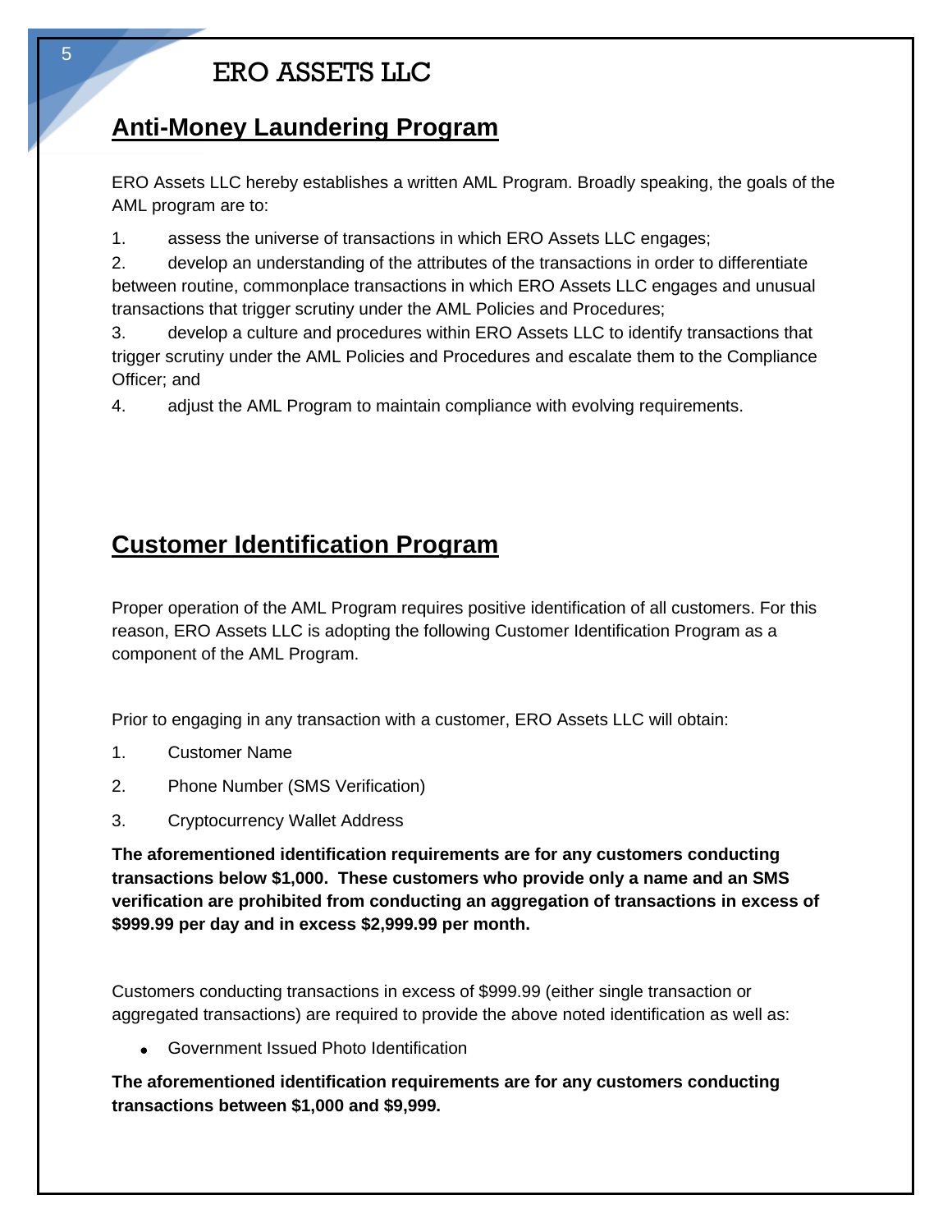# ERO ASSETS LLC

## Anti-Money Laundering Program

ERO Assets LLC hereby establishes a written AML Program. Broadly speaking, the goals of the AML program are to:

1. assess the universe of transactions in which ERO Assets LLC engages;
2. develop an understanding of the attributes of the transactions in order to differentiate between routine, commonplace transactions in which ERO Assets LLC engages and unusual transactions that trigger scrutiny under the AML Policies and Procedures;
3. develop a culture and procedures within ERO Assets LLC to identify transactions that trigger scrutiny under the AML Policies and Procedures and escalate them to the Compliance Officer; and
4. adjust the AML Program to maintain compliance with evolving requirements.

## Customer Identification Program

Proper operation of the AML Program requires positive identification of all customers. For this reason, ERO Assets LLC is adopting the following Customer Identification Program as a component of the AML Program.

Prior to engaging in any transaction with a customer, ERO Assets LLC will obtain:

1. Customer Name
2. Phone Number (SMS Verification)
3. Cryptocurrency Wallet Address

**The aforementioned identification requirements are for any customers conducting transactions below $1,000. These customers who provide only a name and an SMS verification are prohibited from conducting an aggregation of transactions in excess of $999.99 per day and in excess $2,999.99 per month.**

Customers conducting transactions in excess of $999.99 (either single transaction or aggregated transactions) are required to provide the above noted identification as well as:

- Government Issued Photo Identification

**The aforementioned identification requirements are for any customers conducting transactions between $1,000 and $9,999.**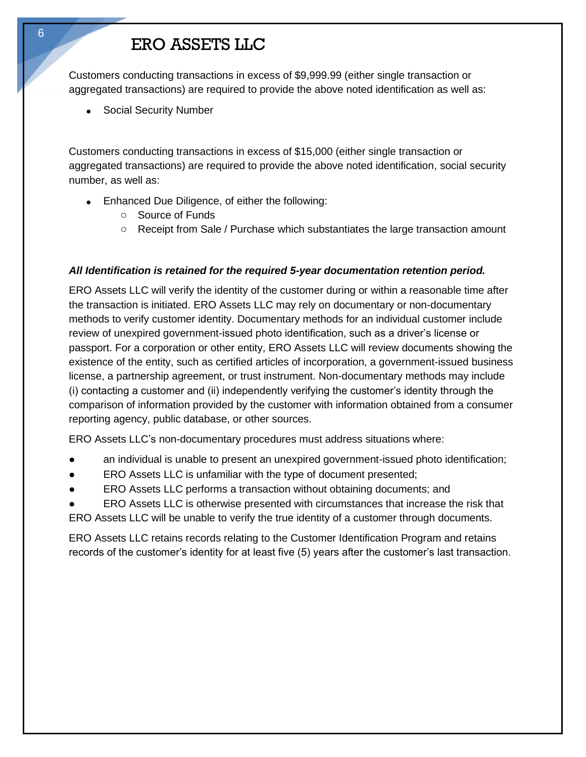Customers conducting transactions in excess of $9,999.99 (either single transaction or aggregated transactions) are required to provide the above noted identification as well as:

- Social Security Number

Customers conducting transactions in excess of $15,000 (either single transaction or aggregated transactions) are required to provide the above noted identification, social security number, as well as:

- Enhanced Due Diligence, of either the following:
  - Source of Funds
  - Receipt from Sale / Purchase which substantiates the large transaction amount

***All Identification is retained for the required 5-year documentation retention period.***

ERO Assets LLC will verify the identity of the customer during or within a reasonable time after the transaction is initiated. ERO Assets LLC may rely on documentary or non-documentary methods to verify customer identity. Documentary methods for an individual customer include review of unexpired government-issued photo identification, such as a driver's license or passport. For a corporation or other entity, ERO Assets LLC will review documents showing the existence of the entity, such as certified articles of incorporation, a government-issued business license, a partnership agreement, or trust instrument. Non-documentary methods may include (i) contacting a customer and (ii) independently verifying the customer's identity through the comparison of information provided by the customer with information obtained from a consumer reporting agency, public database, or other sources.

ERO Assets LLC's non-documentary procedures must address situations where:

- an individual is unable to present an unexpired government-issued photo identification;
- ERO Assets LLC is unfamiliar with the type of document presented;
- ERO Assets LLC performs a transaction without obtaining documents; and
- ERO Assets LLC is otherwise presented with circumstances that increase the risk that ERO Assets LLC will be unable to verify the true identity of a customer through documents.

ERO Assets LLC retains records relating to the Customer Identification Program and retains records of the customer's identity for at least five (5) years after the customer's last transaction.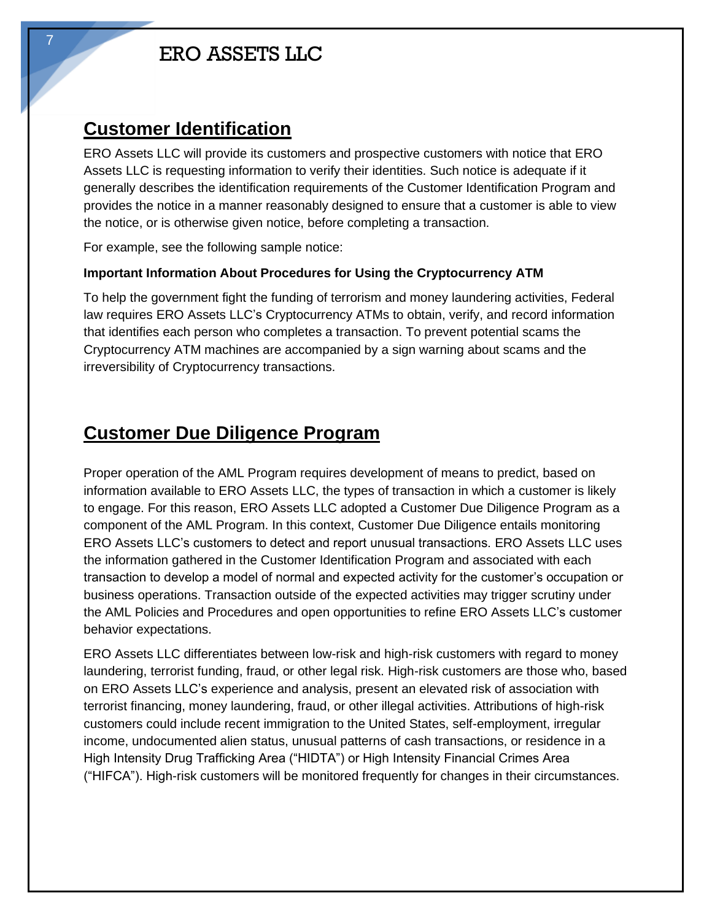## Customer Identification

ERO Assets LLC will provide its customers and prospective customers with notice that ERO Assets LLC is requesting information to verify their identities. Such notice is adequate if it generally describes the identification requirements of the Customer Identification Program and provides the notice in a manner reasonably designed to ensure that a customer is able to view the notice, or is otherwise given notice, before completing a transaction.

For example, see the following sample notice:

**Important Information About Procedures for Using the Cryptocurrency ATM**

To help the government fight the funding of terrorism and money laundering activities, Federal law requires ERO Assets LLC's Cryptocurrency ATMs to obtain, verify, and record information that identifies each person who completes a transaction. To prevent potential scams the Cryptocurrency ATM machines are accompanied by a sign warning about scams and the irreversibility of Cryptocurrency transactions.

## Customer Due Diligence Program

Proper operation of the AML Program requires development of means to predict, based on information available to ERO Assets LLC, the types of transaction in which a customer is likely to engage. For this reason, ERO Assets LLC adopted a Customer Due Diligence Program as a component of the AML Program. In this context, Customer Due Diligence entails monitoring ERO Assets LLC's customers to detect and report unusual transactions. ERO Assets LLC uses the information gathered in the Customer Identification Program and associated with each transaction to develop a model of normal and expected activity for the customer's occupation or business operations. Transaction outside of the expected activities may trigger scrutiny under the AML Policies and Procedures and open opportunities to refine ERO Assets LLC's customer behavior expectations.

ERO Assets LLC differentiates between low-risk and high-risk customers with regard to money laundering, terrorist funding, fraud, or other legal risk. High-risk customers are those who, based on ERO Assets LLC's experience and analysis, present an elevated risk of association with terrorist financing, money laundering, fraud, or other illegal activities. Attributions of high-risk customers could include recent immigration to the United States, self-employment, irregular income, undocumented alien status, unusual patterns of cash transactions, or residence in a High Intensity Drug Trafficking Area ("HIDTA") or High Intensity Financial Crimes Area ("HIFCA"). High-risk customers will be monitored frequently for changes in their circumstances.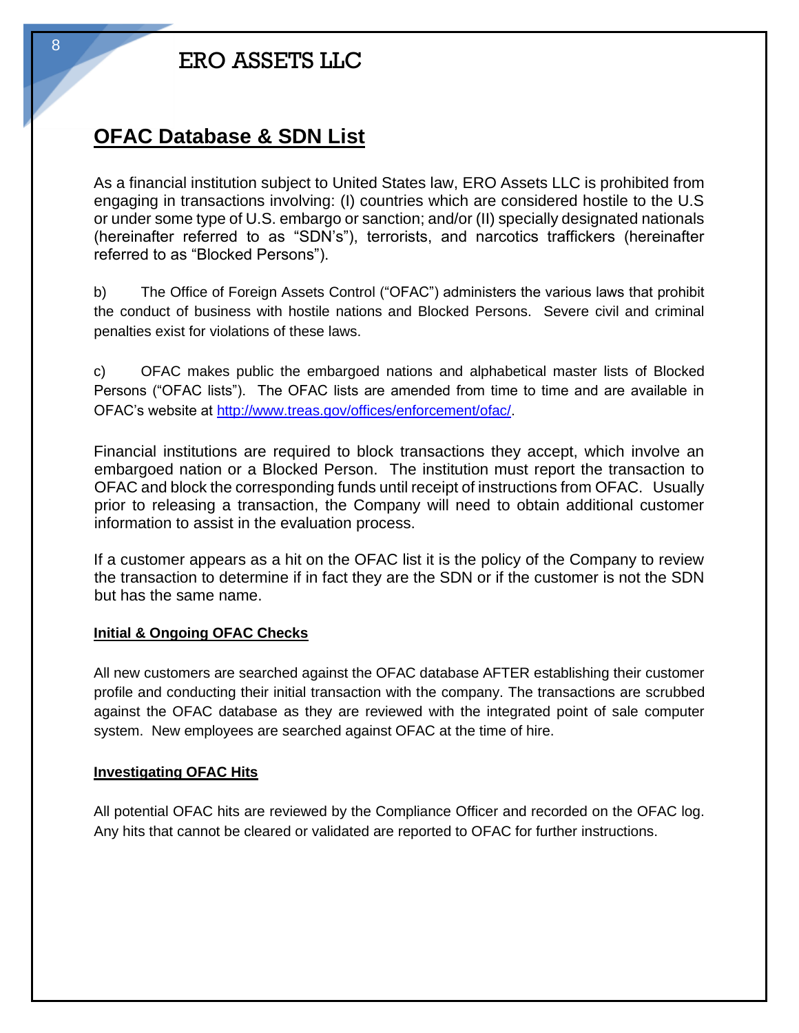## OFAC Database & SDN List

As a financial institution subject to United States law, ERO Assets LLC is prohibited from engaging in transactions involving: (I) countries which are considered hostile to the U.S or under some type of U.S. embargo or sanction; and/or (II) specially designated nationals (hereinafter referred to as "SDN's"), terrorists, and narcotics traffickers (hereinafter referred to as "Blocked Persons").

b) The Office of Foreign Assets Control ("OFAC") administers the various laws that prohibit the conduct of business with hostile nations and Blocked Persons. Severe civil and criminal penalties exist for violations of these laws.

c) OFAC makes public the embargoed nations and alphabetical master lists of Blocked Persons ("OFAC lists"). The OFAC lists are amended from time to time and are available in OFAC's website at [http://www.treas.gov/offices/enforcement/ofac/](http://www.treas.gov/offices/enforcement/ofac/).

Financial institutions are required to block transactions they accept, which involve an embargoed nation or a Blocked Person. The institution must report the transaction to OFAC and block the corresponding funds until receipt of instructions from OFAC. Usually prior to releasing a transaction, the Company will need to obtain additional customer information to assist in the evaluation process.

If a customer appears as a hit on the OFAC list it is the policy of the Company to review the transaction to determine if in fact they are the SDN or if the customer is not the SDN but has the same name.

### Initial & Ongoing OFAC Checks

All new customers are searched against the OFAC database AFTER establishing their customer profile and conducting their initial transaction with the company. The transactions are scrubbed against the OFAC database as they are reviewed with the integrated point of sale computer system. New employees are searched against OFAC at the time of hire.

### Investigating OFAC Hits

All potential OFAC hits are reviewed by the Compliance Officer and recorded on the OFAC log. Any hits that cannot be cleared or validated are reported to OFAC for further instructions.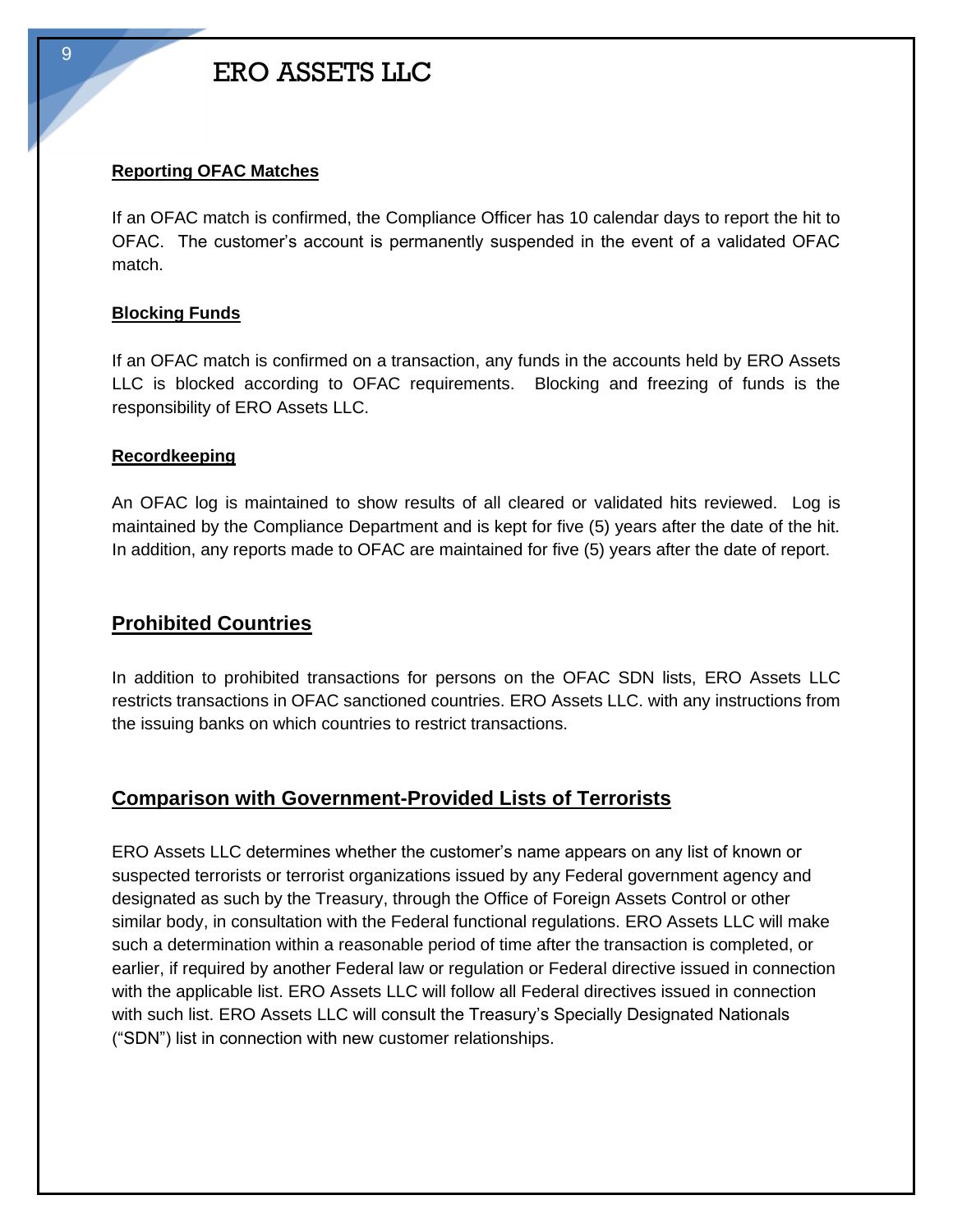#### Reporting OFAC Matches

If an OFAC match is confirmed, the Compliance Officer has 10 calendar days to report the hit to OFAC. The customer's account is permanently suspended in the event of a validated OFAC match.

#### Blocking Funds

If an OFAC match is confirmed on a transaction, any funds in the accounts held by ERO Assets LLC is blocked according to OFAC requirements. Blocking and freezing of funds is the responsibility of ERO Assets LLC.

#### Recordkeeping

An OFAC log is maintained to show results of all cleared or validated hits reviewed. Log is maintained by the Compliance Department and is kept for five (5) years after the date of the hit. In addition, any reports made to OFAC are maintained for five (5) years after the date of report.

## Prohibited Countries

In addition to prohibited transactions for persons on the OFAC SDN lists, ERO Assets LLC restricts transactions in OFAC sanctioned countries. ERO Assets LLC. with any instructions from the issuing banks on which countries to restrict transactions.

## Comparison with Government-Provided Lists of Terrorists

ERO Assets LLC determines whether the customer's name appears on any list of known or suspected terrorists or terrorist organizations issued by any Federal government agency and designated as such by the Treasury, through the Office of Foreign Assets Control or other similar body, in consultation with the Federal functional regulations. ERO Assets LLC will make such a determination within a reasonable period of time after the transaction is completed, or earlier, if required by another Federal law or regulation or Federal directive issued in connection with the applicable list. ERO Assets LLC will follow all Federal directives issued in connection with such list. ERO Assets LLC will consult the Treasury's Specially Designated Nationals ("SDN") list in connection with new customer relationships.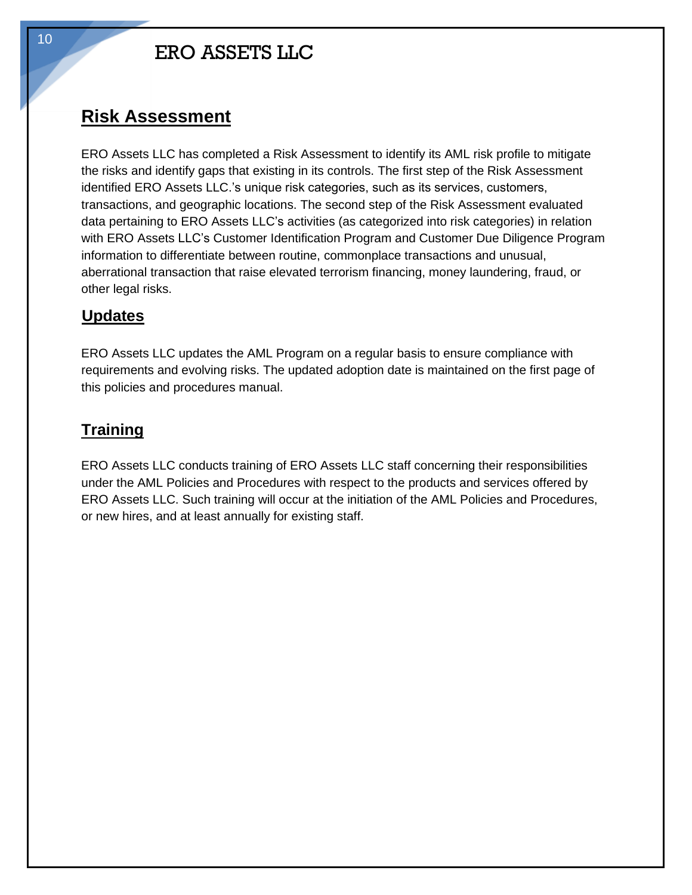## Risk Assessment

ERO Assets LLC has completed a Risk Assessment to identify its AML risk profile to mitigate the risks and identify gaps that existing in its controls. The first step of the Risk Assessment identified ERO Assets LLC.'s unique risk categories, such as its services, customers, transactions, and geographic locations. The second step of the Risk Assessment evaluated data pertaining to ERO Assets LLC's activities (as categorized into risk categories) in relation with ERO Assets LLC's Customer Identification Program and Customer Due Diligence Program information to differentiate between routine, commonplace transactions and unusual, aberrational transaction that raise elevated terrorism financing, money laundering, fraud, or other legal risks.

## Updates

ERO Assets LLC updates the AML Program on a regular basis to ensure compliance with requirements and evolving risks. The updated adoption date is maintained on the first page of this policies and procedures manual.

## Training

ERO Assets LLC conducts training of ERO Assets LLC staff concerning their responsibilities under the AML Policies and Procedures with respect to the products and services offered by ERO Assets LLC. Such training will occur at the initiation of the AML Policies and Procedures, or new hires, and at least annually for existing staff.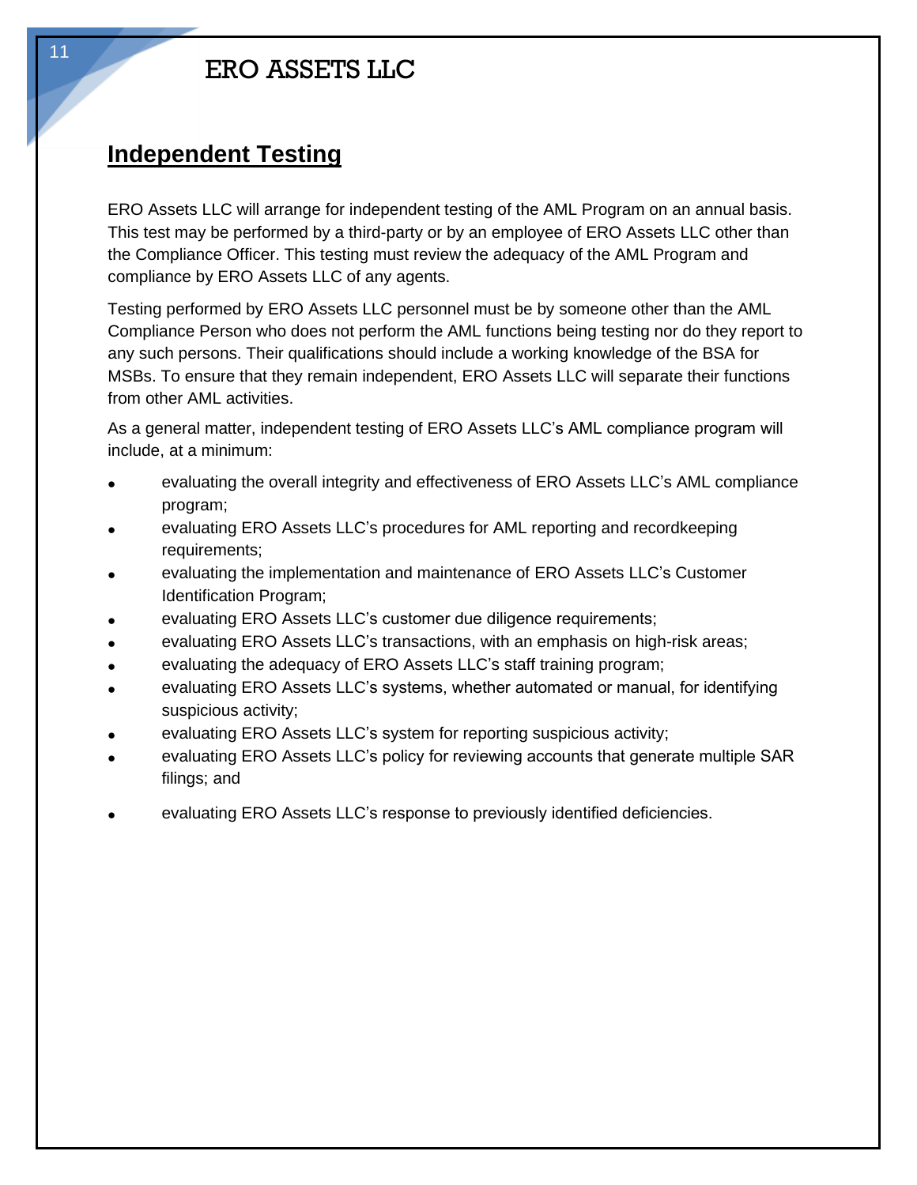## Independent Testing

ERO Assets LLC will arrange for independent testing of the AML Program on an annual basis. This test may be performed by a third-party or by an employee of ERO Assets LLC other than the Compliance Officer. This testing must review the adequacy of the AML Program and compliance by ERO Assets LLC of any agents.

Testing performed by ERO Assets LLC personnel must be by someone other than the AML Compliance Person who does not perform the AML functions being testing nor do they report to any such persons. Their qualifications should include a working knowledge of the BSA for MSBs. To ensure that they remain independent, ERO Assets LLC will separate their functions from other AML activities.

As a general matter, independent testing of ERO Assets LLC's AML compliance program will include, at a minimum:

- evaluating the overall integrity and effectiveness of ERO Assets LLC's AML compliance program;
- evaluating ERO Assets LLC's procedures for AML reporting and recordkeeping requirements;
- evaluating the implementation and maintenance of ERO Assets LLC's Customer Identification Program;
- evaluating ERO Assets LLC's customer due diligence requirements;
- evaluating ERO Assets LLC's transactions, with an emphasis on high-risk areas;
- evaluating the adequacy of ERO Assets LLC's staff training program;
- evaluating ERO Assets LLC's systems, whether automated or manual, for identifying suspicious activity;
- evaluating ERO Assets LLC's system for reporting suspicious activity;
- evaluating ERO Assets LLC's policy for reviewing accounts that generate multiple SAR filings; and
- evaluating ERO Assets LLC's response to previously identified deficiencies.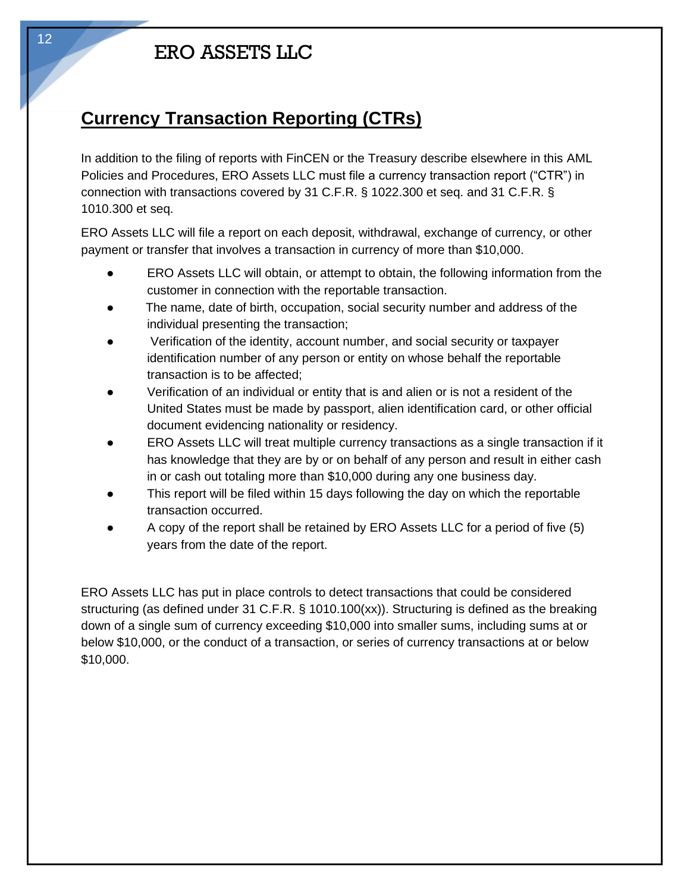## Currency Transaction Reporting (CTRs)

In addition to the filing of reports with FinCEN or the Treasury describe elsewhere in this AML Policies and Procedures, ERO Assets LLC must file a currency transaction report ("CTR") in connection with transactions covered by 31 C.F.R. § 1022.300 et seq. and 31 C.F.R. § 1010.300 et seq.

ERO Assets LLC will file a report on each deposit, withdrawal, exchange of currency, or other payment or transfer that involves a transaction in currency of more than $10,000.

- ERO Assets LLC will obtain, or attempt to obtain, the following information from the customer in connection with the reportable transaction.
- The name, date of birth, occupation, social security number and address of the individual presenting the transaction;
- Verification of the identity, account number, and social security or taxpayer identification number of any person or entity on whose behalf the reportable transaction is to be affected;
- Verification of an individual or entity that is and alien or is not a resident of the United States must be made by passport, alien identification card, or other official document evidencing nationality or residency.
- ERO Assets LLC will treat multiple currency transactions as a single transaction if it has knowledge that they are by or on behalf of any person and result in either cash in or cash out totaling more than $10,000 during any one business day.
- This report will be filed within 15 days following the day on which the reportable transaction occurred.
- A copy of the report shall be retained by ERO Assets LLC for a period of five (5) years from the date of the report.

ERO Assets LLC has put in place controls to detect transactions that could be considered structuring (as defined under 31 C.F.R. § 1010.100(xx)). Structuring is defined as the breaking down of a single sum of currency exceeding $10,000 into smaller sums, including sums at or below $10,000, or the conduct of a transaction, or series of currency transactions at or below $10,000.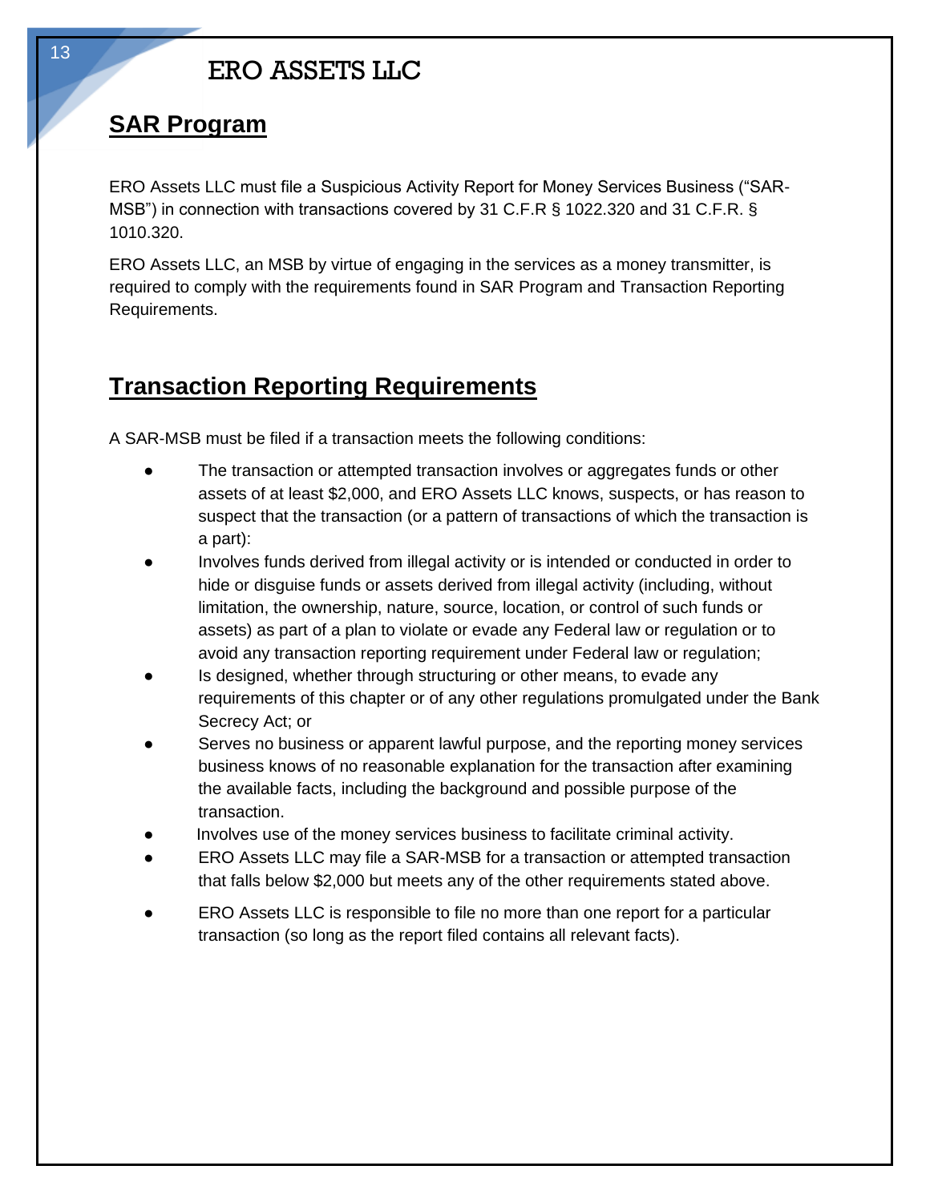## SAR Program

ERO Assets LLC must file a Suspicious Activity Report for Money Services Business ("SAR-MSB") in connection with transactions covered by 31 C.F.R § 1022.320 and 31 C.F.R. § 1010.320.

ERO Assets LLC, an MSB by virtue of engaging in the services as a money transmitter, is required to comply with the requirements found in SAR Program and Transaction Reporting Requirements.

## Transaction Reporting Requirements

A SAR-MSB must be filed if a transaction meets the following conditions:

- The transaction or attempted transaction involves or aggregates funds or other assets of at least $2,000, and ERO Assets LLC knows, suspects, or has reason to suspect that the transaction (or a pattern of transactions of which the transaction is a part):
- Involves funds derived from illegal activity or is intended or conducted in order to hide or disguise funds or assets derived from illegal activity (including, without limitation, the ownership, nature, source, location, or control of such funds or assets) as part of a plan to violate or evade any Federal law or regulation or to avoid any transaction reporting requirement under Federal law or regulation;
- Is designed, whether through structuring or other means, to evade any requirements of this chapter or of any other regulations promulgated under the Bank Secrecy Act; or
- Serves no business or apparent lawful purpose, and the reporting money services business knows of no reasonable explanation for the transaction after examining the available facts, including the background and possible purpose of the transaction.
- Involves use of the money services business to facilitate criminal activity.
- ERO Assets LLC may file a SAR-MSB for a transaction or attempted transaction that falls below $2,000 but meets any of the other requirements stated above.
- ERO Assets LLC is responsible to file no more than one report for a particular transaction (so long as the report filed contains all relevant facts).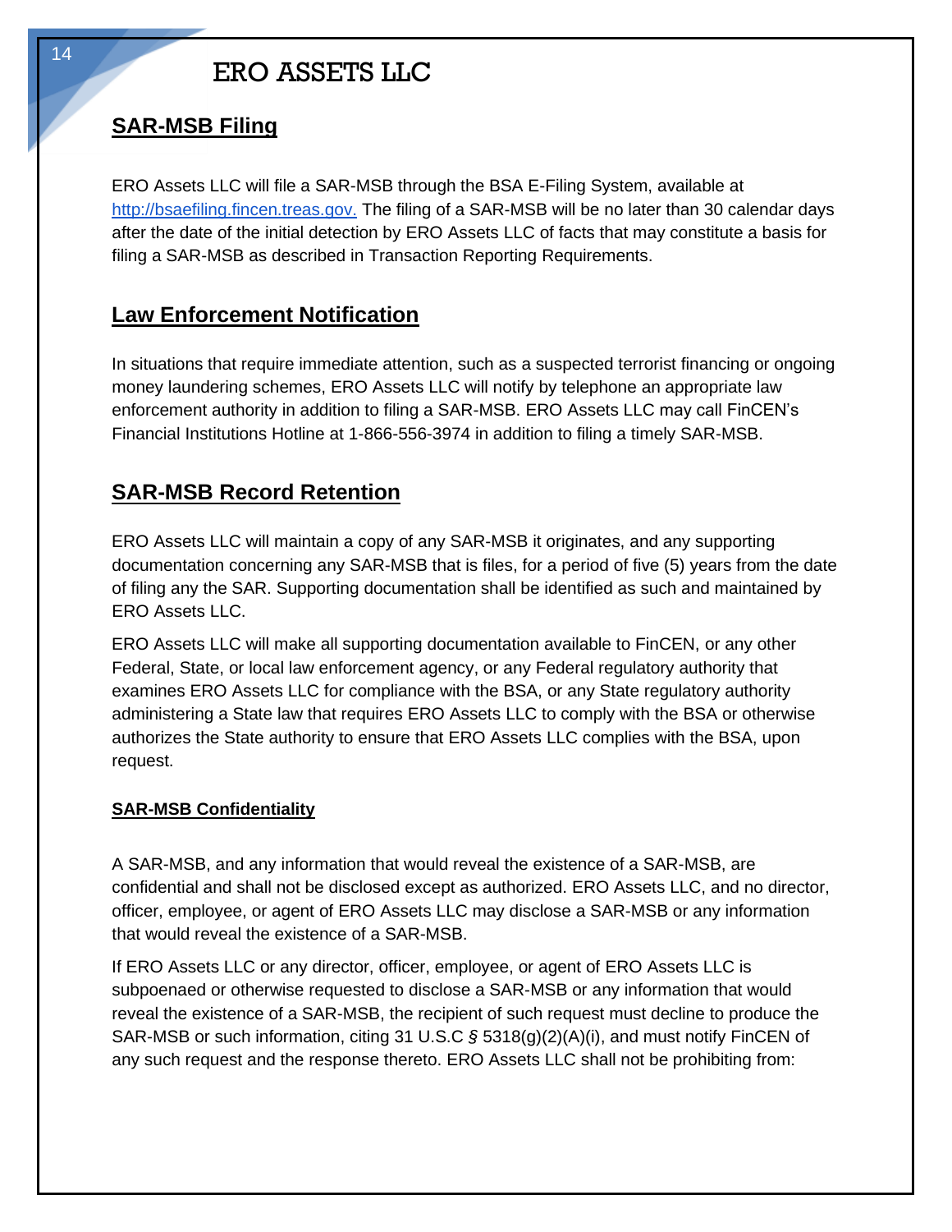# ERO ASSETS LLC

## SAR-MSB Filing

ERO Assets LLC will file a SAR-MSB through the BSA E-Filing System, available at http://bsaefiling.fincen.treas.gov. The filing of a SAR-MSB will be no later than 30 calendar days after the date of the initial detection by ERO Assets LLC of facts that may constitute a basis for filing a SAR-MSB as described in Transaction Reporting Requirements.

## Law Enforcement Notification

In situations that require immediate attention, such as a suspected terrorist financing or ongoing money laundering schemes, ERO Assets LLC will notify by telephone an appropriate law enforcement authority in addition to filing a SAR-MSB. ERO Assets LLC may call FinCEN's Financial Institutions Hotline at 1-866-556-3974 in addition to filing a timely SAR-MSB.

## SAR-MSB Record Retention

ERO Assets LLC will maintain a copy of any SAR-MSB it originates, and any supporting documentation concerning any SAR-MSB that is files, for a period of five (5) years from the date of filing any the SAR. Supporting documentation shall be identified as such and maintained by ERO Assets LLC.

ERO Assets LLC will make all supporting documentation available to FinCEN, or any other Federal, State, or local law enforcement agency, or any Federal regulatory authority that examines ERO Assets LLC for compliance with the BSA, or any State regulatory authority administering a State law that requires ERO Assets LLC to comply with the BSA or otherwise authorizes the State authority to ensure that ERO Assets LLC complies with the BSA, upon request.

### SAR-MSB Confidentiality

A SAR-MSB, and any information that would reveal the existence of a SAR-MSB, are confidential and shall not be disclosed except as authorized. ERO Assets LLC, and no director, officer, employee, or agent of ERO Assets LLC may disclose a SAR-MSB or any information that would reveal the existence of a SAR-MSB.

If ERO Assets LLC or any director, officer, employee, or agent of ERO Assets LLC is subpoenaed or otherwise requested to disclose a SAR-MSB or any information that would reveal the existence of a SAR-MSB, the recipient of such request must decline to produce the SAR-MSB or such information, citing 31 U.S.C § 5318(g)(2)(A)(i), and must notify FinCEN of any such request and the response thereto. ERO Assets LLC shall not be prohibiting from: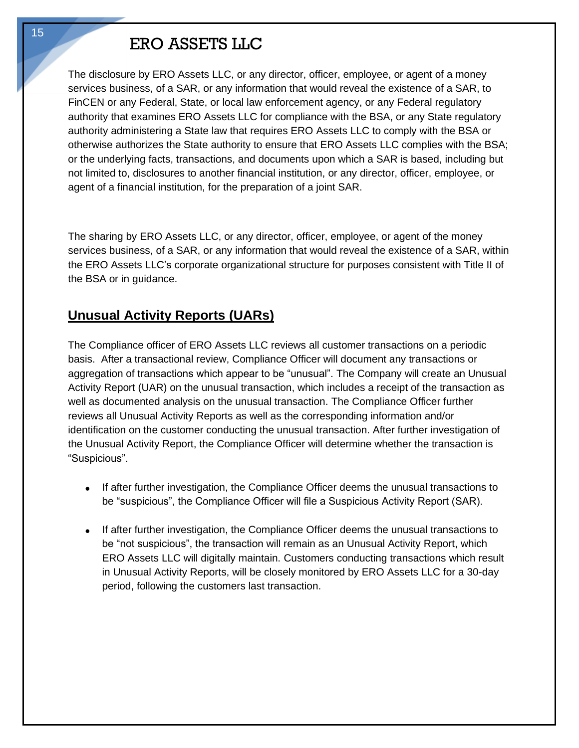The disclosure by ERO Assets LLC, or any director, officer, employee, or agent of a money services business, of a SAR, or any information that would reveal the existence of a SAR, to FinCEN or any Federal, State, or local law enforcement agency, or any Federal regulatory authority that examines ERO Assets LLC for compliance with the BSA, or any State regulatory authority administering a State law that requires ERO Assets LLC to comply with the BSA or otherwise authorizes the State authority to ensure that ERO Assets LLC complies with the BSA; or the underlying facts, transactions, and documents upon which a SAR is based, including but not limited to, disclosures to another financial institution, or any director, officer, employee, or agent of a financial institution, for the preparation of a joint SAR.

The sharing by ERO Assets LLC, or any director, officer, employee, or agent of the money services business, of a SAR, or any information that would reveal the existence of a SAR, within the ERO Assets LLC's corporate organizational structure for purposes consistent with Title II of the BSA or in guidance.

## Unusual Activity Reports (UARs)

The Compliance officer of ERO Assets LLC reviews all customer transactions on a periodic basis. After a transactional review, Compliance Officer will document any transactions or aggregation of transactions which appear to be "unusual". The Company will create an Unusual Activity Report (UAR) on the unusual transaction, which includes a receipt of the transaction as well as documented analysis on the unusual transaction. The Compliance Officer further reviews all Unusual Activity Reports as well as the corresponding information and/or identification on the customer conducting the unusual transaction. After further investigation of the Unusual Activity Report, the Compliance Officer will determine whether the transaction is "Suspicious".

- If after further investigation, the Compliance Officer deems the unusual transactions to be "suspicious", the Compliance Officer will file a Suspicious Activity Report (SAR).
- If after further investigation, the Compliance Officer deems the unusual transactions to be "not suspicious", the transaction will remain as an Unusual Activity Report, which ERO Assets LLC will digitally maintain. Customers conducting transactions which result in Unusual Activity Reports, will be closely monitored by ERO Assets LLC for a 30-day period, following the customers last transaction.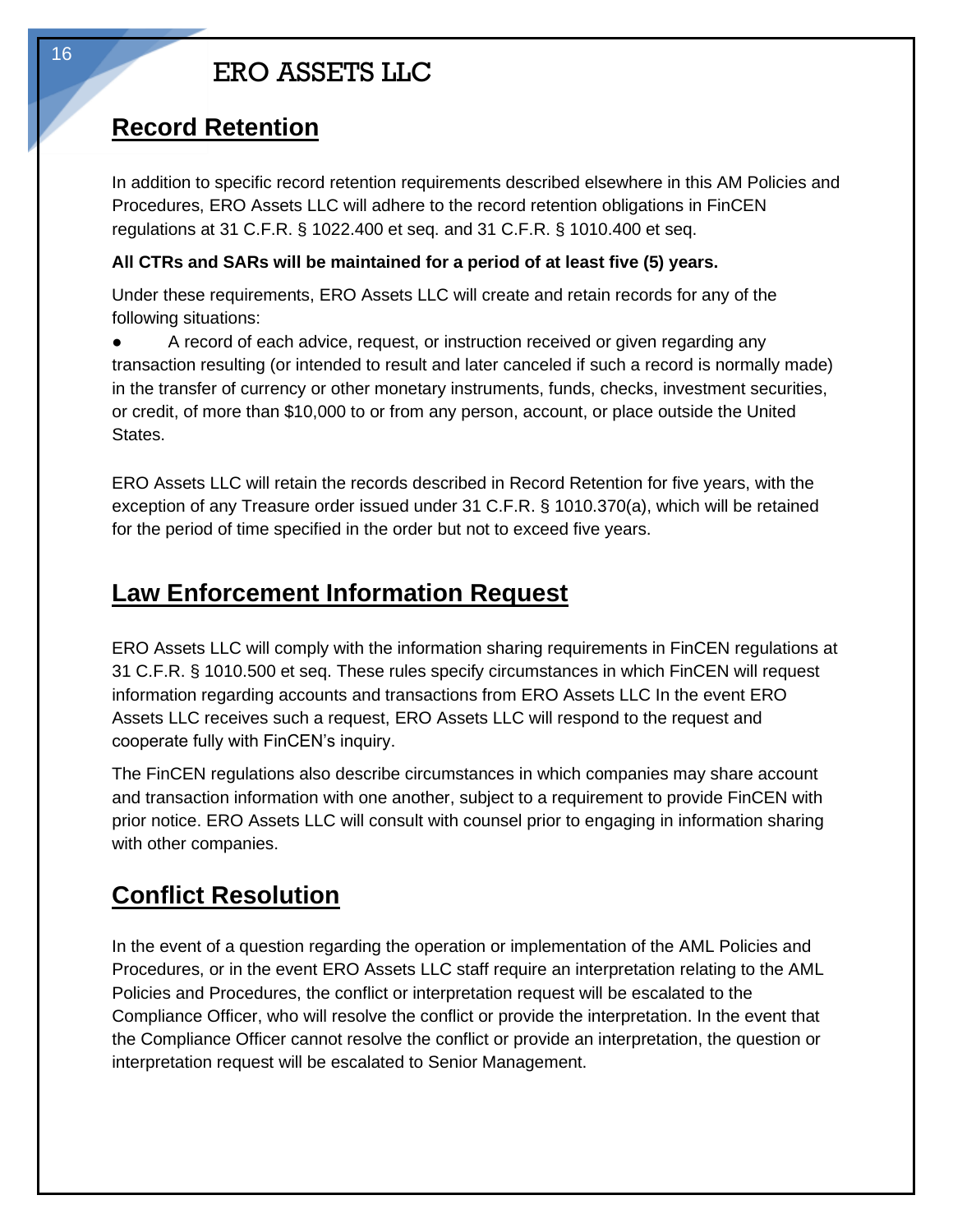## Record Retention

In addition to specific record retention requirements described elsewhere in this AM Policies and Procedures, ERO Assets LLC will adhere to the record retention obligations in FinCEN regulations at 31 C.F.R. § 1022.400 et seq. and 31 C.F.R. § 1010.400 et seq.

**All CTRs and SARs will be maintained for a period of at least five (5) years.**

Under these requirements, ERO Assets LLC will create and retain records for any of the following situations:

- A record of each advice, request, or instruction received or given regarding any transaction resulting (or intended to result and later canceled if such a record is normally made) in the transfer of currency or other monetary instruments, funds, checks, investment securities, or credit, of more than $10,000 to or from any person, account, or place outside the United States.

ERO Assets LLC will retain the records described in Record Retention for five years, with the exception of any Treasure order issued under 31 C.F.R. § 1010.370(a), which will be retained for the period of time specified in the order but not to exceed five years.

## Law Enforcement Information Request

ERO Assets LLC will comply with the information sharing requirements in FinCEN regulations at 31 C.F.R. § 1010.500 et seq. These rules specify circumstances in which FinCEN will request information regarding accounts and transactions from ERO Assets LLC In the event ERO Assets LLC receives such a request, ERO Assets LLC will respond to the request and cooperate fully with FinCEN's inquiry.

The FinCEN regulations also describe circumstances in which companies may share account and transaction information with one another, subject to a requirement to provide FinCEN with prior notice. ERO Assets LLC will consult with counsel prior to engaging in information sharing with other companies.

## Conflict Resolution

In the event of a question regarding the operation or implementation of the AML Policies and Procedures, or in the event ERO Assets LLC staff require an interpretation relating to the AML Policies and Procedures, the conflict or interpretation request will be escalated to the Compliance Officer, who will resolve the conflict or provide the interpretation. In the event that the Compliance Officer cannot resolve the conflict or provide an interpretation, the question or interpretation request will be escalated to Senior Management.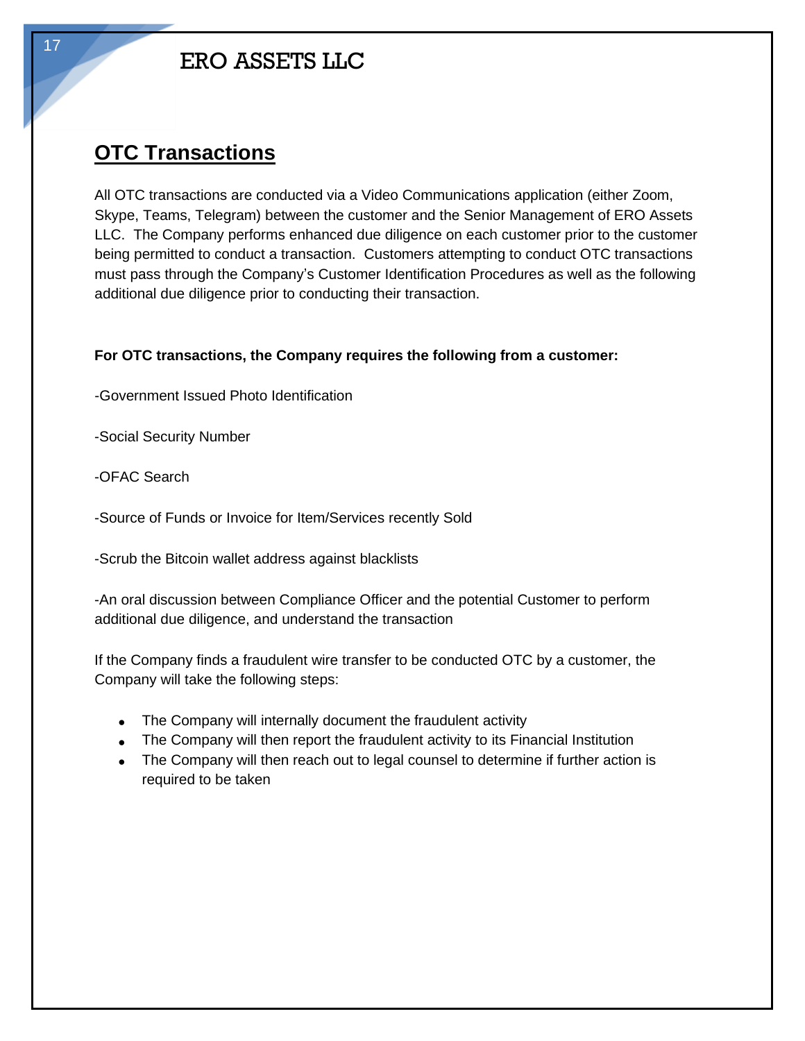## OTC Transactions

All OTC transactions are conducted via a Video Communications application (either Zoom, Skype, Teams, Telegram) between the customer and the Senior Management of ERO Assets LLC. The Company performs enhanced due diligence on each customer prior to the customer being permitted to conduct a transaction. Customers attempting to conduct OTC transactions must pass through the Company's Customer Identification Procedures as well as the following additional due diligence prior to conducting their transaction.

**For OTC transactions, the Company requires the following from a customer:**

-Government Issued Photo Identification

-Social Security Number

-OFAC Search

-Source of Funds or Invoice for Item/Services recently Sold

-Scrub the Bitcoin wallet address against blacklists

-An oral discussion between Compliance Officer and the potential Customer to perform additional due diligence, and understand the transaction

If the Company finds a fraudulent wire transfer to be conducted OTC by a customer, the Company will take the following steps:

- The Company will internally document the fraudulent activity
- The Company will then report the fraudulent activity to its Financial Institution
- The Company will then reach out to legal counsel to determine if further action is required to be taken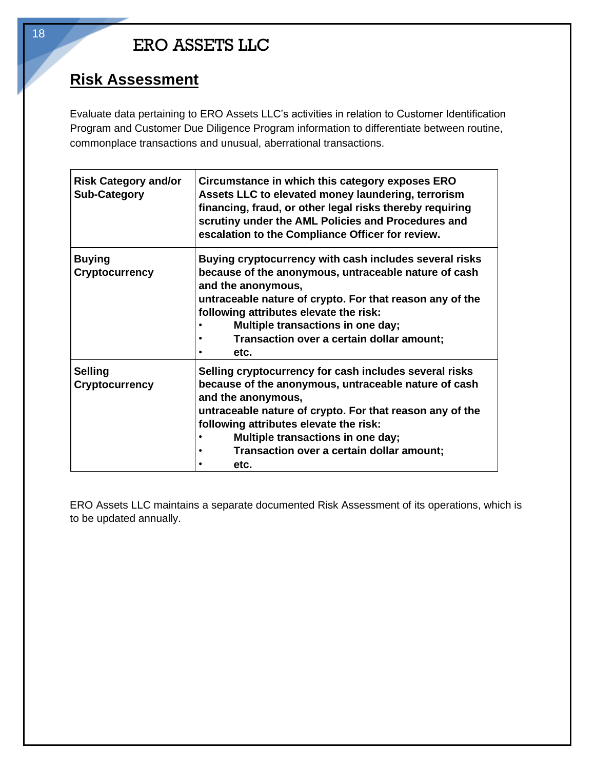## Risk Assessment

Evaluate data pertaining to ERO Assets LLC's activities in relation to Customer Identification Program and Customer Due Diligence Program information to differentiate between routine, commonplace transactions and unusual, aberrational transactions.

| **Risk Category and/or Sub-Category** | **Circumstance in which this category exposes ERO Assets LLC to elevated money laundering, terrorism financing, fraud, or other legal risks thereby requiring scrutiny under the AML Policies and Procedures and escalation to the Compliance Officer for review.** |
|---|---|
| **Buying Cryptocurrency** | **Buying cryptocurrency with cash includes several risks because of the anonymous, untraceable nature of cash and the anonymous, untraceable nature of crypto. For that reason any of the following attributes elevate the risk:**<br>• **Multiple transactions in one day;**<br>• **Transaction over a certain dollar amount;**<br>• **etc.** |
| **Selling Cryptocurrency** | **Selling cryptocurrency for cash includes several risks because of the anonymous, untraceable nature of cash and the anonymous, untraceable nature of crypto. For that reason any of the following attributes elevate the risk:**<br>• **Multiple transactions in one day;**<br>• **Transaction over a certain dollar amount;**<br>• **etc.** |

ERO Assets LLC maintains a separate documented Risk Assessment of its operations, which is to be updated annually.